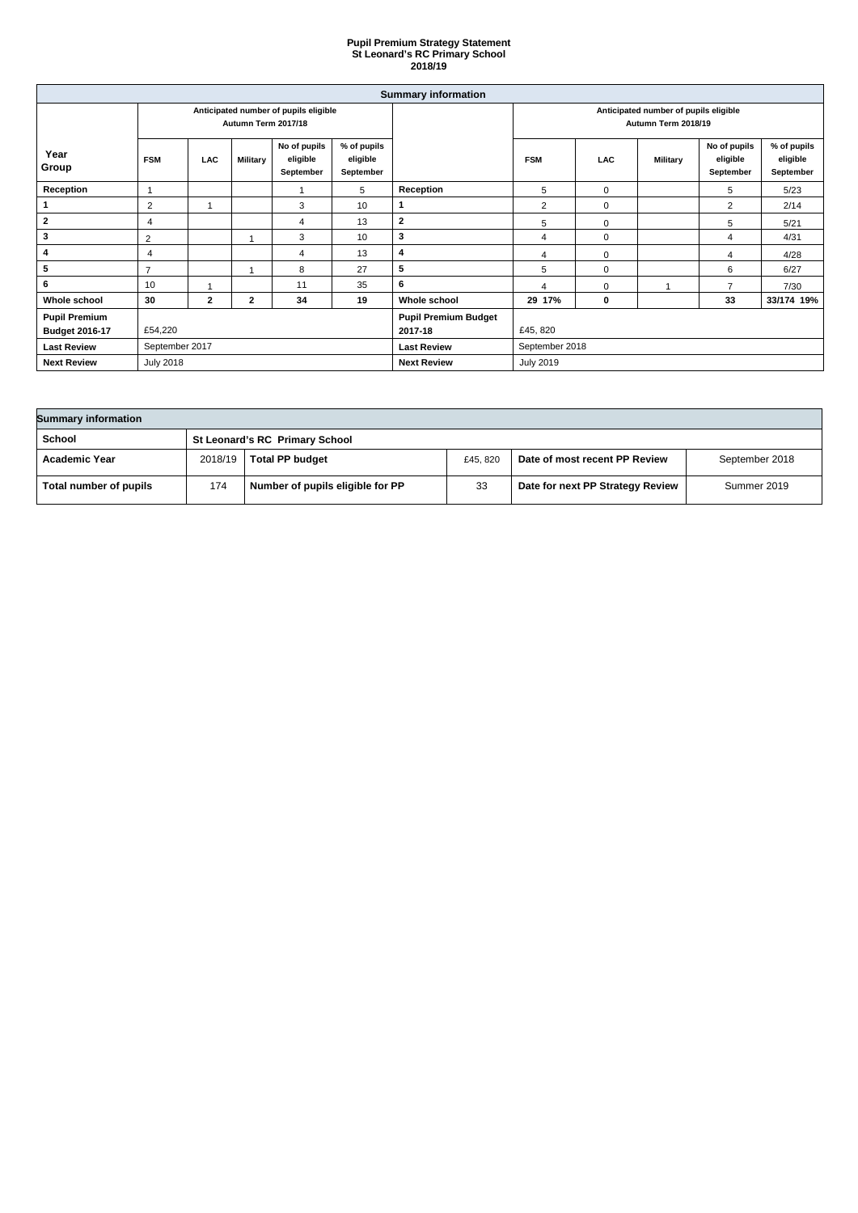# Pupil Premium Strategy Statement
## St Leonard's RC Primary School
## 2018/19

| Summary information | | | | | | | | | | | |
|---|---|---|---|---|---|---|---|---|---|---|---|
| | Anticipated number of pupils eligible Autumn Term 2017/18 | | | | | | Anticipated number of pupils eligible Autumn Term 2018/19 | | | | |
| Year Group | FSM | LAC | Military | No of pupils eligible September | % of pupils eligible September | | FSM | LAC | Military | No of pupils eligible September | % of pupils eligible September |
| **Reception** | 1 | | | 1 | 5 | **Reception** | 5 | 0 | | 5 | 5/23 |
| **1** | 2 | 1 | | 3 | 10 | **1** | 2 | 0 | | 2 | 2/14 |
| **2** | 4 | | | 4 | 13 | **2** | 5 | 0 | | 5 | 5/21 |
| **3** | 2 | | 1 | 3 | 10 | **3** | 4 | 0 | | 4 | 4/31 |
| **4** | 4 | | | 4 | 13 | **4** | 4 | 0 | | 4 | 4/28 |
| **5** | 7 | | 1 | 8 | 27 | **5** | 5 | 0 | | 6 | 6/27 |
| **6** | 10 | 1 | | 11 | 35 | **6** | 4 | 0 | 1 | 7 | 7/30 |
| **Whole school** | **30** | **2** | **2** | **34** | **19** | **Whole school** | **29 17%** | **0** | | **33** | **33/174 19%** |
| **Pupil Premium Budget 2016-17** | £54,220 | | | | | **Pupil Premium Budget 2017-18** | £45, 820 | | | | |
| **Last Review** | September 2017 | | | | | **Last Review** | September 2018 | | | | |
| **Next Review** | July 2018 | | | | | **Next Review** | July 2019 | | | | |

| Summary information | | | | | |
|---|---|---|---|---|---|
| **School** | **St Leonard's RC Primary School** | | | | |
| **Academic Year** | 2018/19 | **Total PP budget** | £45, 820 | **Date of most recent PP Review** | September 2018 |
| **Total number of pupils** | 174 | **Number of pupils eligible for PP** | 33 | **Date for next PP Strategy Review** | Summer 2019 |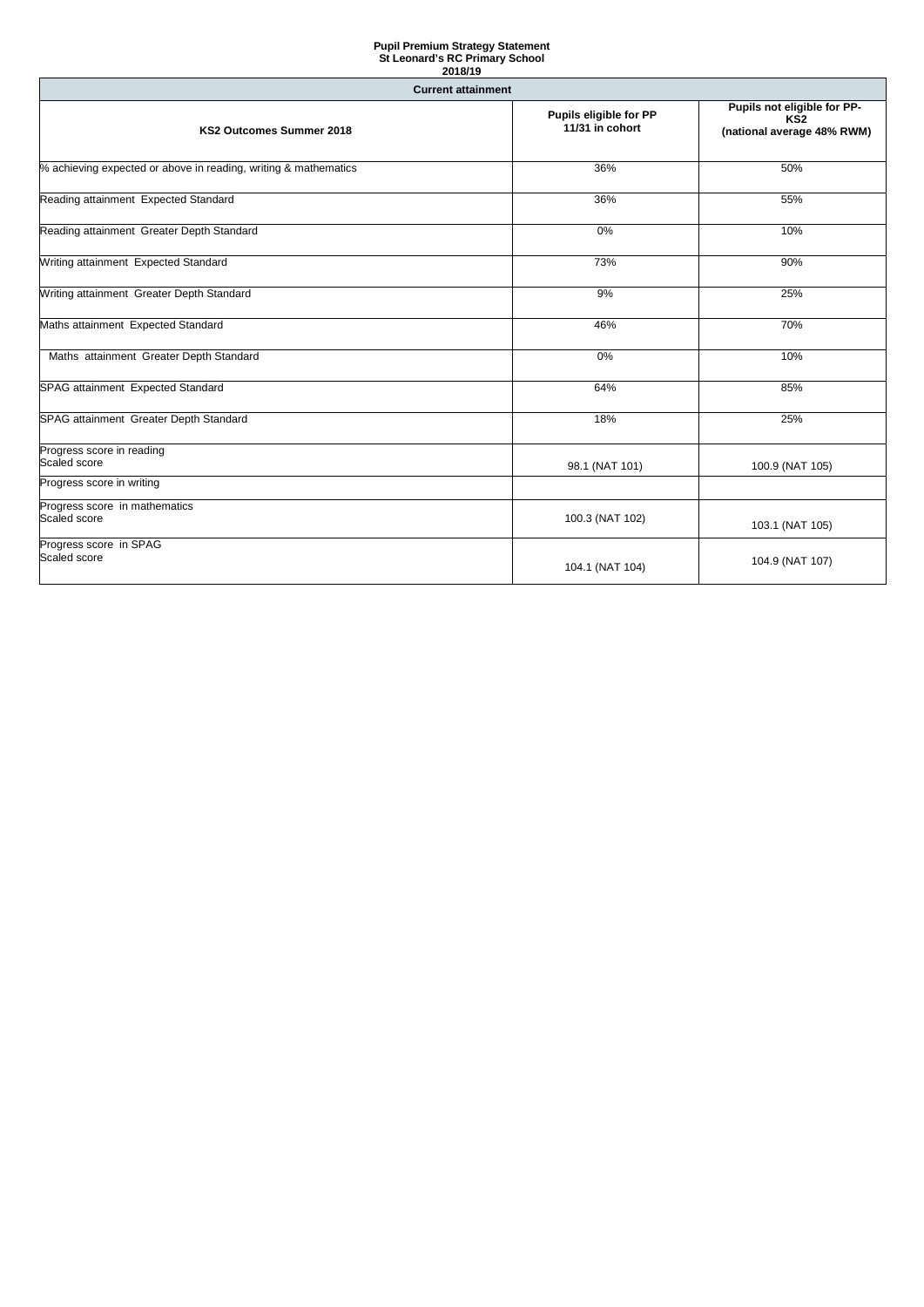**Pupil Premium Strategy Statement**
**St Leonard's RC Primary School**
**2018/19**

| Current attainment | | |
|---|---|---|
| **KS2 Outcomes Summer 2018** | **Pupils eligible for PP 11/31 in cohort** | **Pupils not eligible for PP- KS2 (national average 48% RWM)** |
| % achieving expected or above in reading, writing & mathematics | 36% | 50% |
| Reading attainment Expected Standard | 36% | 55% |
| Reading attainment Greater Depth Standard | 0% | 10% |
| Writing attainment Expected Standard | 73% | 90% |
| Writing attainment Greater Depth Standard | 9% | 25% |
| Maths attainment Expected Standard | 46% | 70% |
| Maths attainment Greater Depth Standard | 0% | 10% |
| SPAG attainment Expected Standard | 64% | 85% |
| SPAG attainment Greater Depth Standard | 18% | 25% |
| Progress score in reading Scaled score | 98.1 (NAT 101) | 100.9 (NAT 105) |
| Progress score in writing | | |
| Progress score in mathematics Scaled score | 100.3 (NAT 102) | 103.1 (NAT 105) |
| Progress score in SPAG Scaled score | 104.1 (NAT 104) | 104.9 (NAT 107) |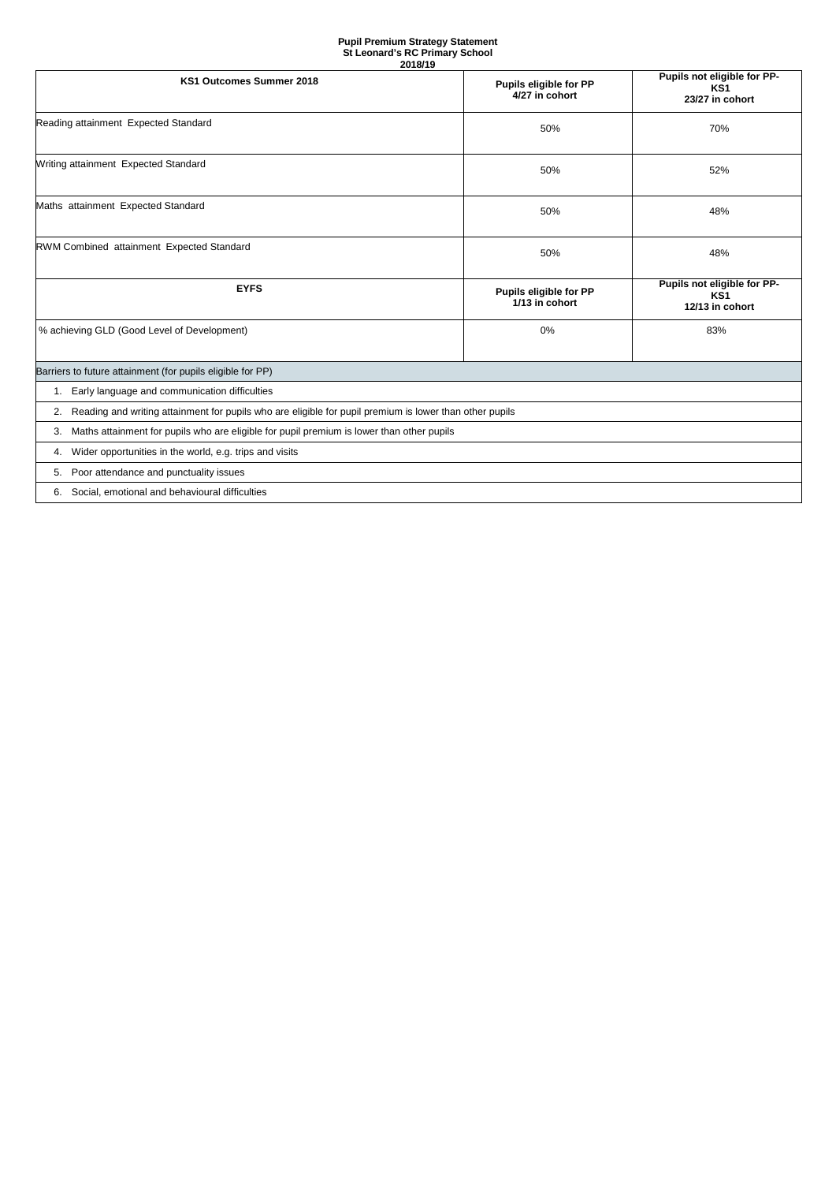**Pupil Premium Strategy Statement**
**St Leonard's RC Primary School**
**2018/19**

| KS1 Outcomes Summer 2018 | Pupils eligible for PP 4/27 in cohort | Pupils not eligible for PP- KS1 23/27 in cohort |
|---|---|---|
| Reading attainment Expected Standard | 50% | 70% |
| Writing attainment Expected Standard | 50% | 52% |
| Maths attainment Expected Standard | 50% | 48% |
| RWM Combined attainment Expected Standard | 50% | 48% |
| **EYFS** | **Pupils eligible for PP 1/13 in cohort** | **Pupils not eligible for PP- KS1 12/13 in cohort** |
| % achieving GLD (Good Level of Development) | 0% | 83% |

| Barriers to future attainment (for pupils eligible for PP) |
|---|
| 1. Early language and communication difficulties |
| 2. Reading and writing attainment for pupils who are eligible for pupil premium is lower than other pupils |
| 3. Maths attainment for pupils who are eligible for pupil premium is lower than other pupils |
| 4. Wider opportunities in the world, e.g. trips and visits |
| 5. Poor attendance and punctuality issues |
| 6. Social, emotional and behavioural difficulties |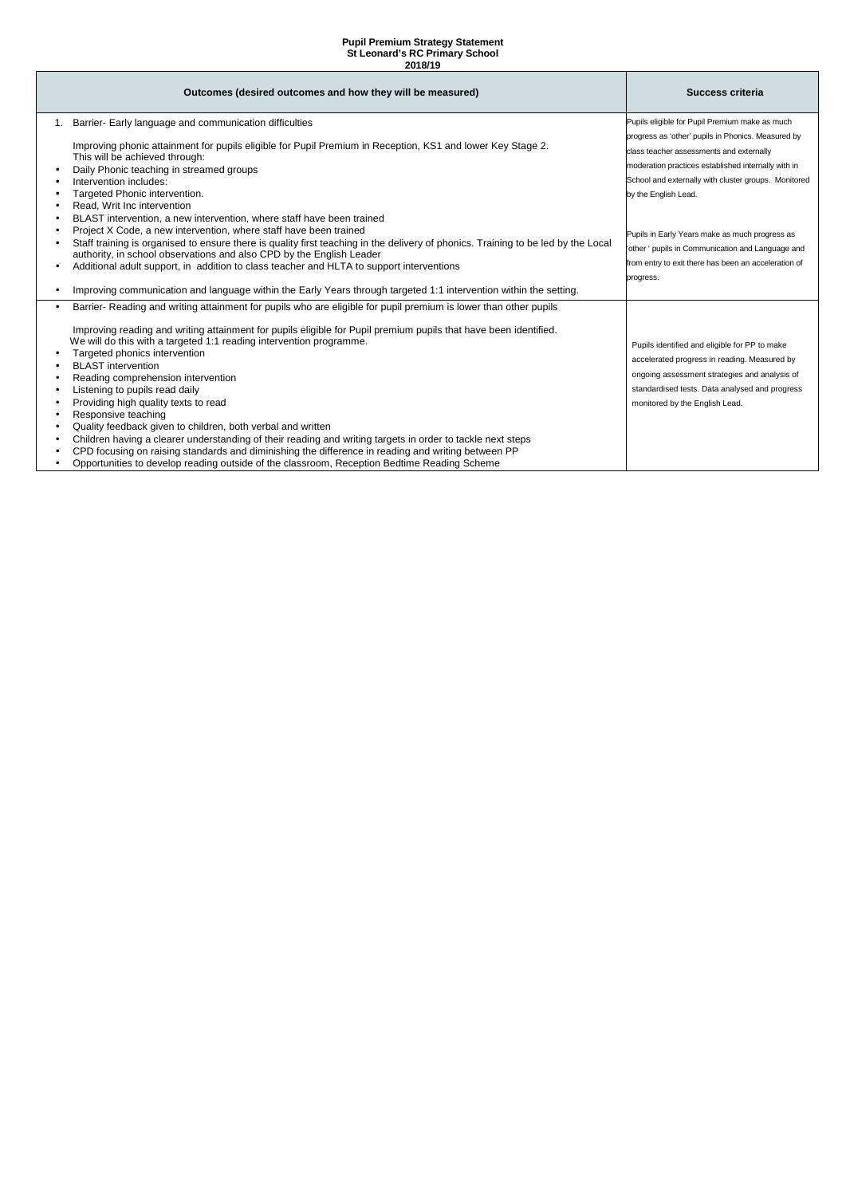**Pupil Premium Strategy Statement**
**St Leonard's RC Primary School**
**2018/19**

| Outcomes (desired outcomes and how they will be measured) | Success criteria |
|---|---|
| 1. Barrier- Early language and communication difficulties<br><br>Improving phonic attainment for pupils eligible for Pupil Premium in Reception, KS1 and lower Key Stage 2.<br>This will be achieved through:<br>• Daily Phonic teaching in streamed groups<br>• Intervention includes:<br>• Targeted Phonic intervention.<br>• Read, Writ Inc intervention<br>• BLAST intervention, a new intervention, where staff have been trained<br>• Project X Code, a new intervention, where staff have been trained<br>• Staff training is organised to ensure there is quality first teaching in the delivery of phonics. Training to be led by the Local authority, in school observations and also CPD by the English Leader<br>• Additional adult support, in addition to class teacher and HLTA to support interventions<br><br>• Improving communication and language within the Early Years through targeted 1:1 intervention within the setting. | Pupils eligible for Pupil Premium make as much progress as 'other' pupils in Phonics. Measured by class teacher assessments and externally moderation practices established internally with in School and externally with cluster groups. Monitored by the English Lead.<br><br>Pupils in Early Years make as much progress as 'other ' pupils in Communication and Language and from entry to exit there has been an acceleration of progress. |
| • Barrier- Reading and writing attainment for pupils who are eligible for pupil premium is lower than other pupils<br><br>Improving reading and writing attainment for pupils eligible for Pupil premium pupils that have been identified.<br>We will do this with a targeted 1:1 reading intervention programme.<br>• Targeted phonics intervention<br>• BLAST intervention<br>• Reading comprehension intervention<br>• Listening to pupils read daily<br>• Providing high quality texts to read<br>• Responsive teaching<br>• Quality feedback given to children, both verbal and written<br>• Children having a clearer understanding of their reading and writing targets in order to tackle next steps<br>• CPD focusing on raising standards and diminishing the difference in reading and writing between PP<br>• Opportunities to develop reading outside of the classroom, Reception Bedtime Reading Scheme | Pupils identified and eligible for PP to make accelerated progress in reading. Measured by ongoing assessment strategies and analysis of standardised tests. Data analysed and progress monitored by the English Lead. |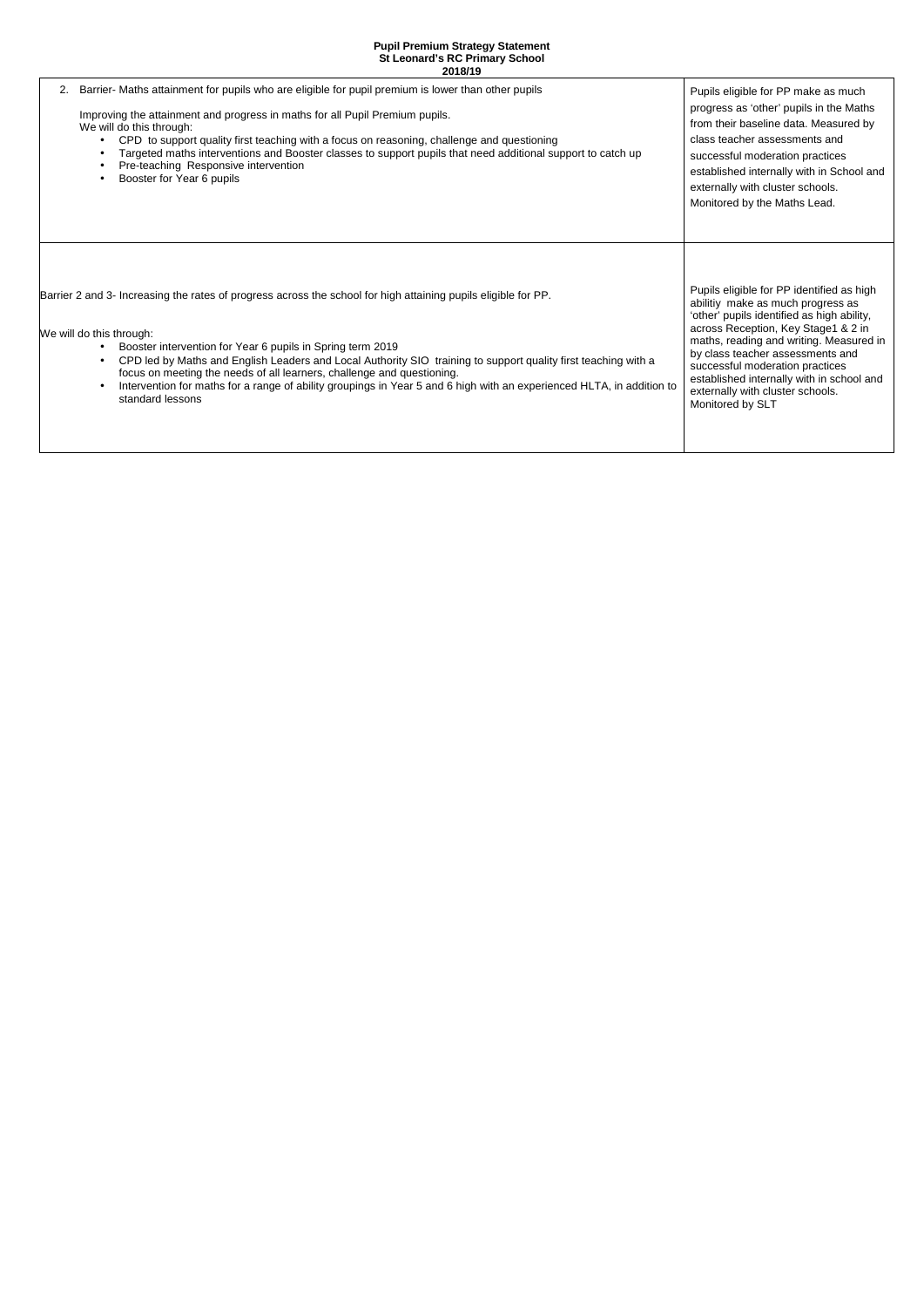**Pupil Premium Strategy Statement**
**St Leonard's RC Primary School**
**2018/19**

| | |
|---|---|
| 2. Barrier- Maths attainment for pupils who are eligible for pupil premium is lower than other pupils<br><br>Improving the attainment and progress in maths for all Pupil Premium pupils.<br>We will do this through:<br>• CPD to support quality first teaching with a focus on reasoning, challenge and questioning<br>• Targeted maths interventions and Booster classes to support pupils that need additional support to catch up<br>• Pre-teaching Responsive intervention<br>• Booster for Year 6 pupils | Pupils eligible for PP make as much progress as 'other' pupils in the Maths from their baseline data. Measured by class teacher assessments and successful moderation practices established internally with in School and externally with cluster schools. Monitored by the Maths Lead. |
| Barrier 2 and 3- Increasing the rates of progress across the school for high attaining pupils eligible for PP.<br><br>We will do this through:<br>• Booster intervention for Year 6 pupils in Spring term 2019<br>• CPD led by Maths and English Leaders and Local Authority SIO training to support quality first teaching with a focus on meeting the needs of all learners, challenge and questioning.<br>• Intervention for maths for a range of ability groupings in Year 5 and 6 high with an experienced HLTA, in addition to standard lessons | Pupils eligible for PP identified as high abilitiy make as much progress as 'other' pupils identified as high ability, across Reception, Key Stage1 & 2 in maths, reading and writing. Measured in by class teacher assessments and successful moderation practices established internally with in school and externally with cluster schools. Monitored by SLT |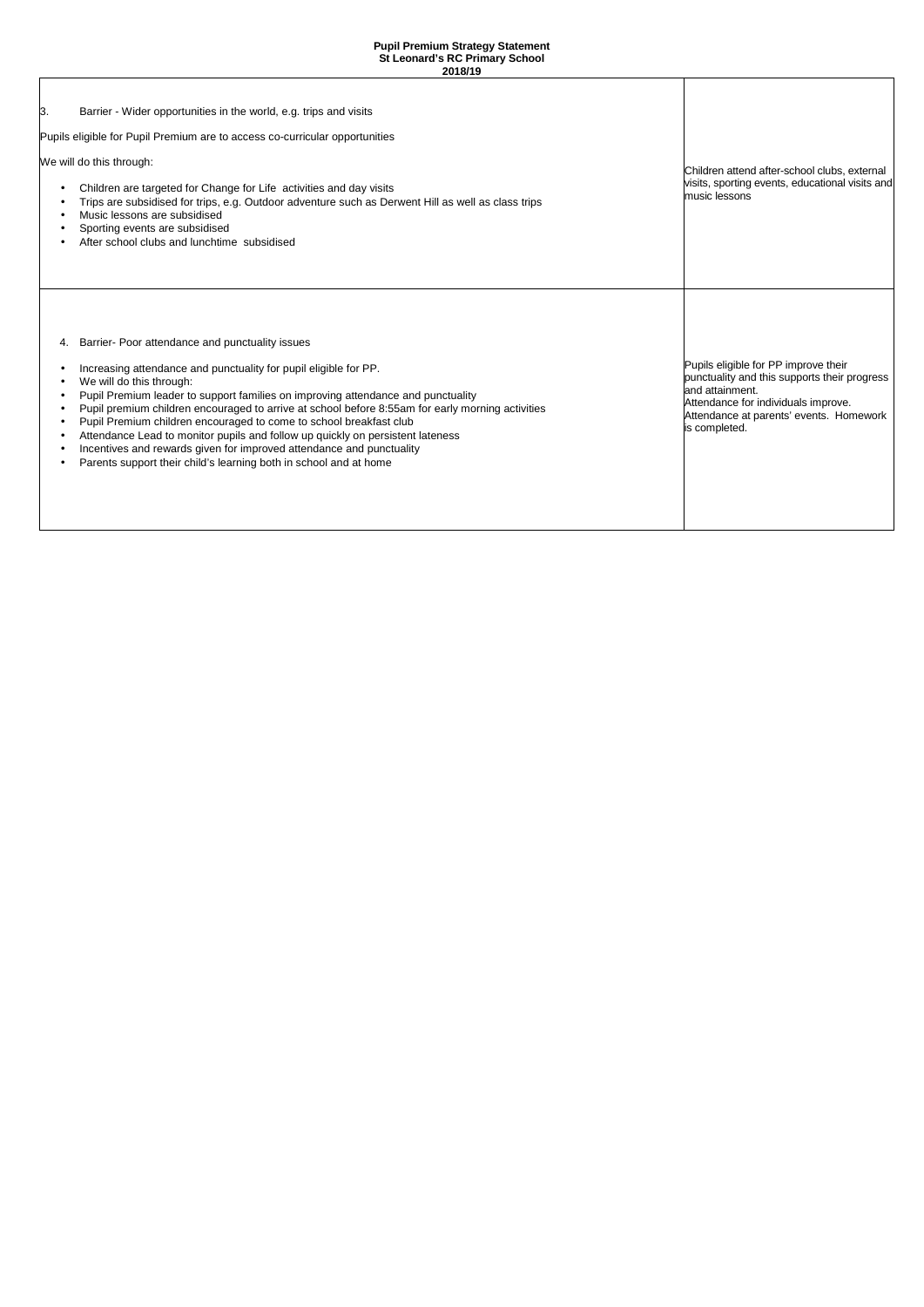**Pupil Premium Strategy Statement**
**St Leonard's RC Primary School**
**2018/19**

| | |
|---|---|
| 3. Barrier - Wider opportunities in the world, e.g. trips and visits<br><br>Pupils eligible for Pupil Premium are to access co-curricular opportunities<br><br>We will do this through:<br><br>• Children are targeted for Change for Life activities and day visits<br>• Trips are subsidised for trips, e.g. Outdoor adventure such as Derwent Hill as well as class trips<br>• Music lessons are subsidised<br>• Sporting events are subsidised<br>• After school clubs and lunchtime subsidised | Children attend after-school clubs, external visits, sporting events, educational visits and music lessons |
| 4. Barrier- Poor attendance and punctuality issues<br><br>• Increasing attendance and punctuality for pupil eligible for PP.<br>• We will do this through:<br>• Pupil Premium leader to support families on improving attendance and punctuality<br>• Pupil premium children encouraged to arrive at school before 8:55am for early morning activities<br>• Pupil Premium children encouraged to come to school breakfast club<br>• Attendance Lead to monitor pupils and follow up quickly on persistent lateness<br>• Incentives and rewards given for improved attendance and punctuality<br>• Parents support their child's learning both in school and at home | Pupils eligible for PP improve their punctuality and this supports their progress and attainment.<br>Attendance for individuals improve.<br>Attendance at parents' events. Homework is completed. |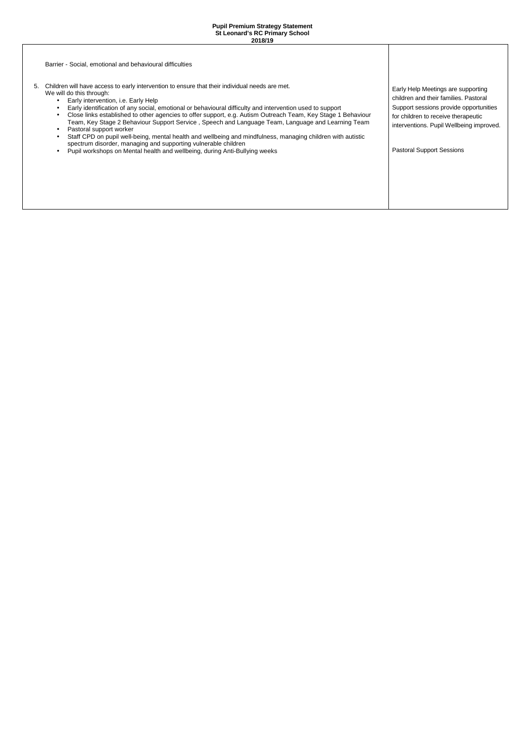**Pupil Premium Strategy Statement**
**St Leonard's RC Primary School**
**2018/19**

| | |
|---|---|
| Barrier - Social, emotional and behavioural difficulties<br><br>5. Children will have access to early intervention to ensure that their individual needs are met.<br>We will do this through:<br>• Early intervention, i.e. Early Help<br>• Early identification of any social, emotional or behavioural difficulty and intervention used to support<br>• Close links established to other agencies to offer support, e.g. Autism Outreach Team, Key Stage 1 Behaviour Team, Key Stage 2 Behaviour Support Service , Speech and Language Team, Language and Learning Team<br>• Pastoral support worker<br>• Staff CPD on pupil well-being, mental health and wellbeing and mindfulness, managing children with autistic spectrum disorder, managing and supporting vulnerable children<br>• Pupil workshops on Mental health and wellbeing, during Anti-Bullying weeks | Early Help Meetings are supporting children and their families. Pastoral Support sessions provide opportunities for children to receive therapeutic interventions. Pupil Wellbeing improved.<br><br>Pastoral Support Sessions |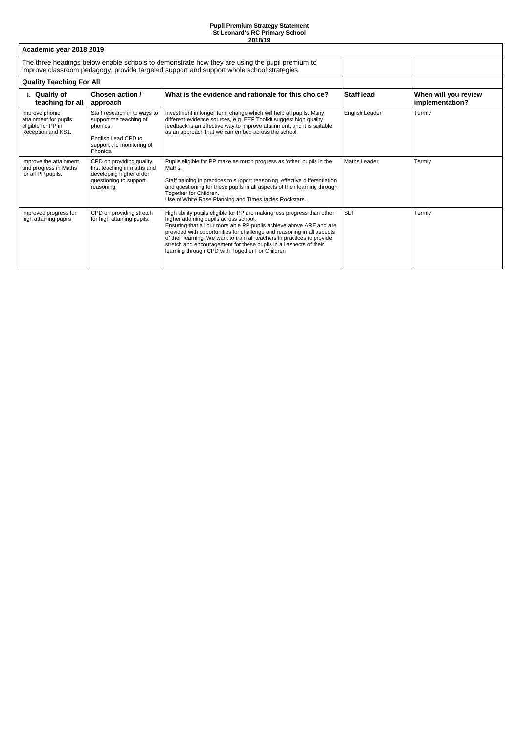**Pupil Premium Strategy Statement**
**St Leonard's RC Primary School**
**2018/19**

| Academic year 2018 2019 | | | | |
|---|---|---|---|---|
| The three headings below enable schools to demonstrate how they are using the pupil premium to improve classroom pedagogy, provide targeted support and support whole school strategies. | | | | |
| **Quality Teaching For All** | | | | |
| **i. Quality of teaching for all** | **Chosen action / approach** | **What is the evidence and rationale for this choice?** | **Staff lead** | **When will you review implementation?** |
| Improve phonic attainment for pupils eligible for PP in Reception and KS1. | Staff research in to ways to support the teaching of phonics.<br><br>English Lead CPD to support the monitoring of Phonics. | Investment in longer term change which will help all pupils. Many different evidence sources, e.g. EEF Toolkit suggest high quality feedback is an effective way to improve attainment, and it is suitable as an approach that we can embed across the school. | English Leader | Termly |
| Improve the attainment and progress in Maths for all PP pupils. | CPD on providing quality first teaching in maths and developing higher order questioning to support reasoning. | Pupils eligible for PP make as much progress as 'other' pupils in the Maths.<br><br>Staff training in practices to support reasoning, effective differentiation and questioning for these pupils in all aspects of their learning through Together for Children.<br>Use of White Rose Planning and Times tables Rockstars. | Maths Leader | Termly |
| Improved progress for high attaining pupils | CPD on providing stretch for high attaining pupils. | High ability pupils eligible for PP are making less progress than other higher attaining pupils across school.<br>Ensuring that all our more able PP pupils achieve above ARE and are provided with opportunities for challenge and reasoning in all aspects of their learning. We want to train all teachers in practices to provide stretch and encouragement for these pupils in all aspects of their learning through CPD with Together For Children | SLT | Termly |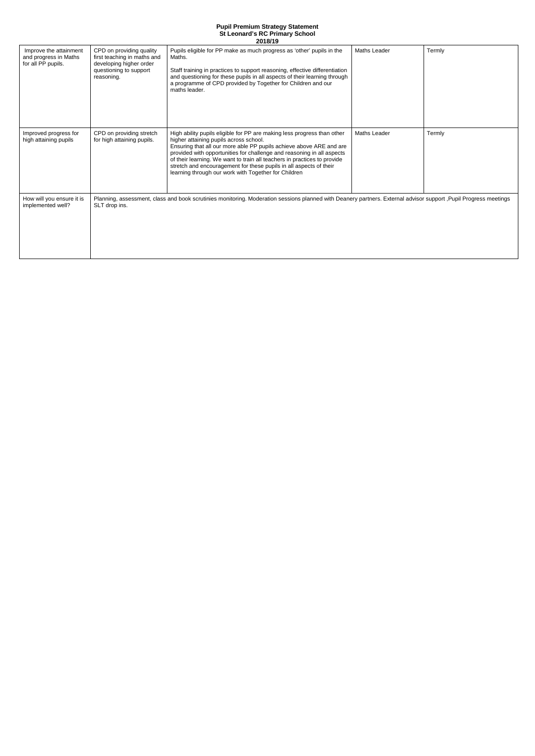**Pupil Premium Strategy Statement**
**St Leonard's RC Primary School**
**2018/19**

| | | | | |
|---|---|---|---|---|
| Improve the attainment and progress in Maths for all PP pupils. | CPD on providing quality first teaching in maths and developing higher order questioning to support reasoning. | Pupils eligible for PP make as much progress as 'other' pupils in the Maths.<br><br>Staff training in practices to support reasoning, effective differentiation and questioning for these pupils in all aspects of their learning through a programme of CPD provided by Together for Children and our maths leader. | Maths Leader | Termly |
| Improved progress for high attaining pupils | CPD on providing stretch for high attaining pupils. | High ability pupils eligible for PP are making less progress than other higher attaining pupils across school.<br>Ensuring that all our more able PP pupils achieve above ARE and are provided with opportunities for challenge and reasoning in all aspects of their learning. We want to train all teachers in practices to provide stretch and encouragement for these pupils in all aspects of their learning through our work with Together for Children | Maths Leader | Termly |
| How will you ensure it is implemented well? | Planning, assessment, class and book scrutinies monitoring. Moderation sessions planned with Deanery partners. External advisor support ,Pupil Progress meetings SLT drop ins. | | | |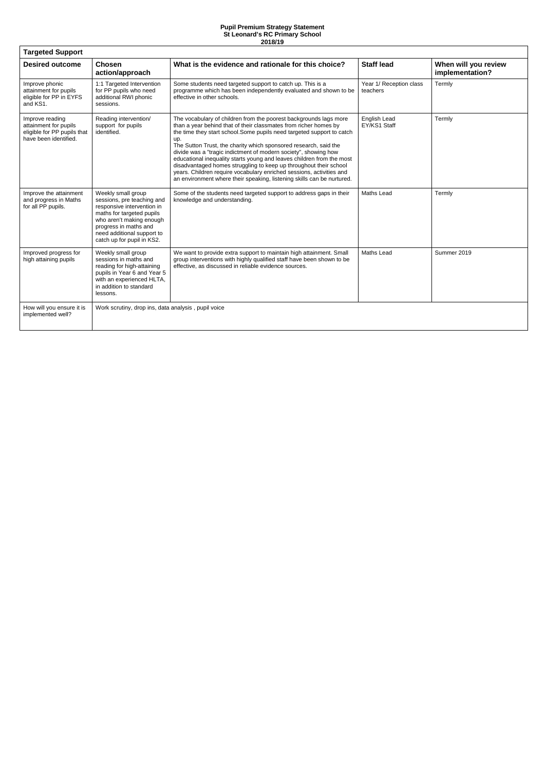**Pupil Premium Strategy Statement**
**St Leonard's RC Primary School**
**2018/19**

| Targeted Support | | | | |
|---|---|---|---|---|
| **Desired outcome** | **Chosen action/approach** | **What is the evidence and rationale for this choice?** | **Staff lead** | **When will you review implementation?** |
| Improve phonic attainment for pupils eligible for PP in EYFS and KS1. | 1:1 Targeted Intervention for PP pupils who need additional RWI phonic sessions. | Some students need targeted support to catch up. This is a programme which has been independently evaluated and shown to be effective in other schools. | Year 1/ Reception class teachers | Termly |
| Improve reading attainment for pupils eligible for PP pupils that have been identified. | Reading intervention/ support for pupils identified. | The vocabulary of children from the poorest backgrounds lags more than a year behind that of their classmates from richer homes by the time they start school.Some pupils need targeted support to catch up.<br>The Sutton Trust, the charity which sponsored research, said the divide was a "tragic indictment of modern society", showing how educational inequality starts young and leaves children from the most disadvantaged homes struggling to keep up throughout their school years. Children require vocabulary enriched sessions, activities and an environment where their speaking, listening skills can be nurtured. | English Lead EY/KS1 Staff | Termly |
| Improve the attainment and progress in Maths for all PP pupils. | Weekly small group sessions, pre teaching and responsive intervention in maths for targeted pupils who aren't making enough progress in maths and need additional support to catch up for pupil in KS2. | Some of the students need targeted support to address gaps in their knowledge and understanding. | Maths Lead | Termly |
| Improved progress for high attaining pupils | Weekly small group sessions in maths and reading for high-attaining pupils in Year 6 and Year 5 with an experienced HLTA, in addition to standard lessons. | We want to provide extra support to maintain high attainment. Small group interventions with highly qualified staff have been shown to be effective, as discussed in reliable evidence sources. | Maths Lead | Summer 2019 |
| How will you ensure it is implemented well? | Work scrutiny, drop ins, data analysis , pupil voice | | | |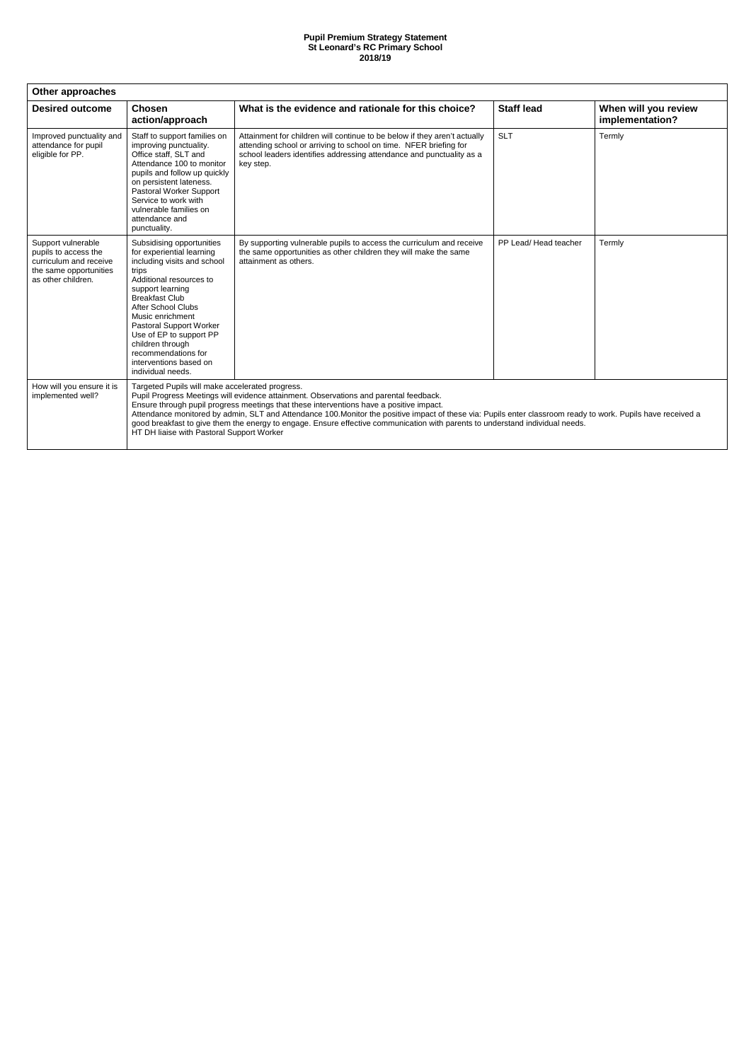**Pupil Premium Strategy Statement**
**St Leonard's RC Primary School**
**2018/19**

| Other approaches | | | | |
|---|---|---|---|---|
| **Desired outcome** | **Chosen action/approach** | **What is the evidence and rationale for this choice?** | **Staff lead** | **When will you review implementation?** |
| Improved punctuality and attendance for pupil eligible for PP. | Staff to support families on improving punctuality. Office staff, SLT and Attendance 100 to monitor pupils and follow up quickly on persistent lateness. Pastoral Worker Support Service to work with vulnerable families on attendance and punctuality. | Attainment for children will continue to be below if they aren't actually attending school or arriving to school on time. NFER briefing for school leaders identifies addressing attendance and punctuality as a key step. | SLT | Termly |
| Support vulnerable pupils to access the curriculum and receive the same opportunities as other children. | Subsidising opportunities for experiential learning including visits and school trips<br>Additional resources to support learning<br>Breakfast Club<br>After School Clubs<br>Music enrichment<br>Pastoral Support Worker<br>Use of EP to support PP children through recommendations for interventions based on individual needs. | By supporting vulnerable pupils to access the curriculum and receive the same opportunities as other children they will make the same attainment as others. | PP Lead/ Head teacher | Termly |
| How will you ensure it is implemented well? | Targeted Pupils will make accelerated progress.<br>Pupil Progress Meetings will evidence attainment. Observations and parental feedback.<br>Ensure through pupil progress meetings that these interventions have a positive impact.<br>Attendance monitored by admin, SLT and Attendance 100.Monitor the positive impact of these via: Pupils enter classroom ready to work. Pupils have received a good breakfast to give them the energy to engage. Ensure effective communication with parents to understand individual needs.<br>HT DH liaise with Pastoral Support Worker | | | |